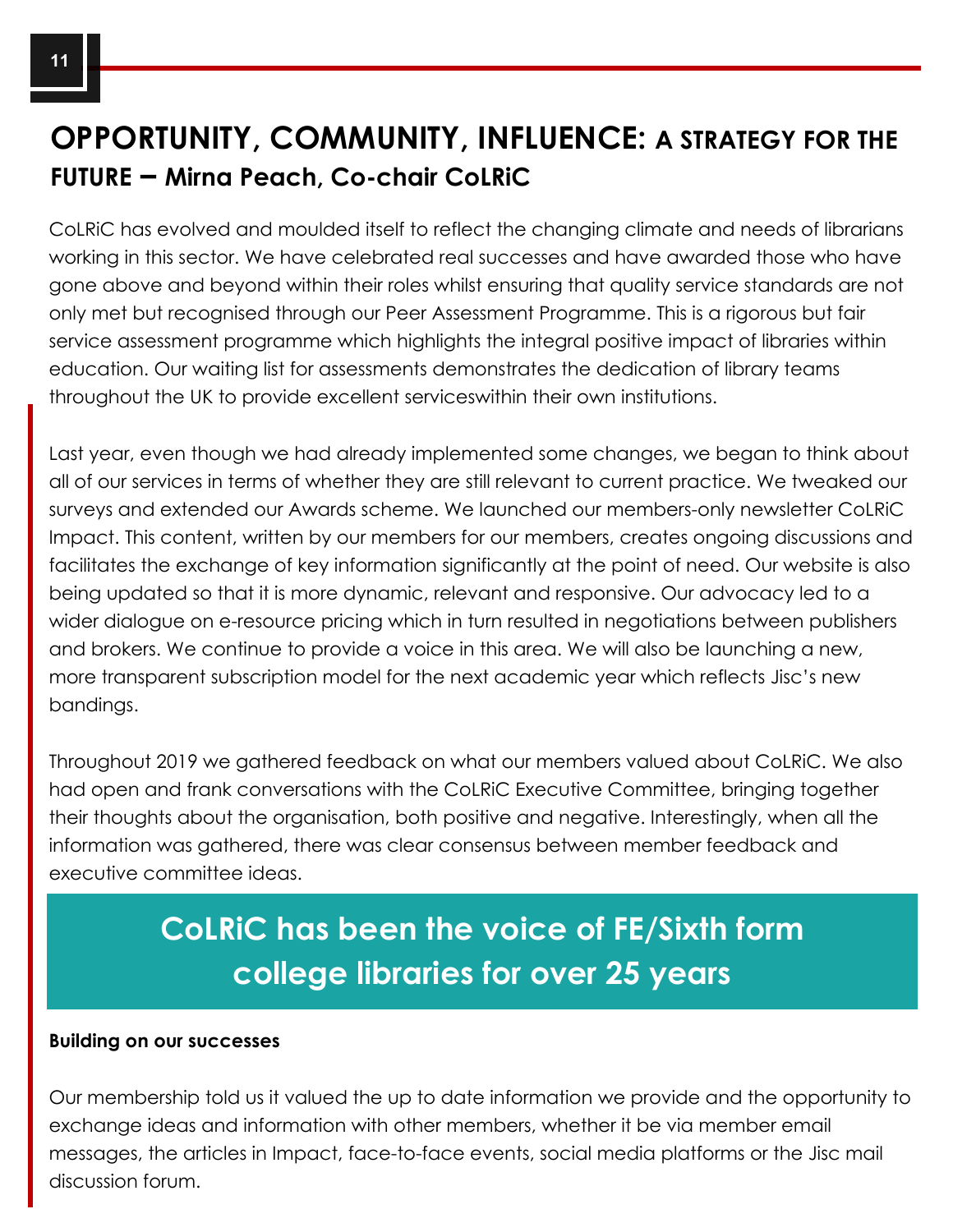# OPPORTUNITY, COMMUNITY, INFLUENCE: A STRATEGY FOR THE FUTURE – Mirna Peach, Co-chair CoLRiC

CoLRiC has evolved and moulded itself to reflect the changing climate and needs of librarians working in this sector. We have celebrated real successes and have awarded those who have gone above and beyond within their roles whilst ensuring that quality service standards are not only met but recognised through our Peer Assessment Programme. This is a rigorous but fair service assessment programme which highlights the integral positive impact of libraries within education. Our waiting list for assessments demonstrates the dedication of library teams throughout the UK to provide excellent serviceswithin their own institutions.

Last year, even though we had already implemented some changes, we began to think about all of our services in terms of whether they are still relevant to current practice. We tweaked our surveys and extended our Awards scheme. We launched our members-only newsletter CoLRiC Impact. This content, written by our members for our members, creates ongoing discussions and facilitates the exchange of key information significantly at the point of need. Our website is also being updated so that it is more dynamic, relevant and responsive. Our advocacy led to a wider dialogue on e-resource pricing which in turn resulted in negotiations between publishers and brokers. We continue to provide a voice in this area. We will also be launching a new, more transparent subscription model for the next academic year which reflects Jisc's new bandings.

Throughout 2019 we gathered feedback on what our members valued about CoLRiC. We also had open and frank conversations with the CoLRiC Executive Committee, bringing together their thoughts about the organisation, both positive and negative. Interestingly, when all the information was gathered, there was clear consensus between member feedback and executive committee ideas.

**CoLRiC has been the voice of FE/Sixth form college libraries for over 25 years**

### Building on our successes

Our membership told us it valued the up to date information we provide and the opportunity to exchange ideas and information with other members, whether it be via member email messages, the articles in Impact, face-to-face events, social media platforms or the Jisc mail discussion forum.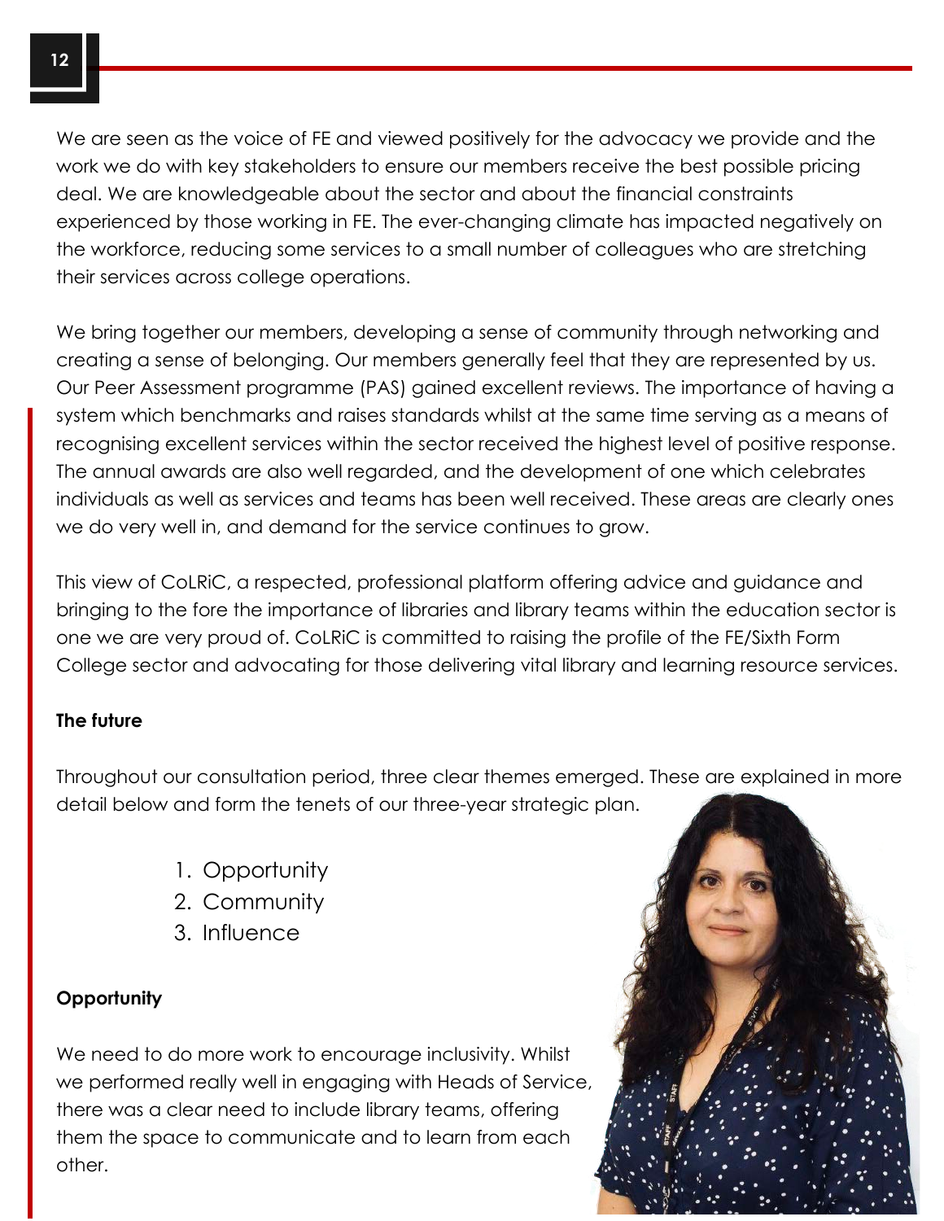We are seen as the voice of FE and viewed positively for the advocacy we provide and the work we do with key stakeholders to ensure our members receive the best possible pricing deal. We are knowledgeable about the sector and about the financial constraints experienced by those working in FE. The ever-changing climate has impacted negatively on the workforce, reducing some services to a small number of colleagues who are stretching their services across college operations.

We bring together our members, developing a sense of community through networking and creating a sense of belonging. Our members generally feel that they are represented by us. Our Peer Assessment programme (PAS) gained excellent reviews. The importance of having a system which benchmarks and raises standards whilst at the same time serving as a means of recognising excellent services within the sector received the highest level of positive response. The annual awards are also well regarded, and the development of one which celebrates individuals as well as services and teams has been well received. These areas are clearly ones we do very well in, and demand for the service continues to grow.

This view of CoLRiC, a respected, professional platform offering advice and guidance and bringing to the fore the importance of libraries and library teams within the education sector is one we are very proud of. CoLRiC is committed to raising the profile of the FE/Sixth Form College sector and advocating for those delivering vital library and learning resource services.

**The future**

Throughout our consultation period, three clear themes emerged. These are explained in more detail below and form the tenets of our three-year strategic plan.

1. Opportunity
2. Community
3. Influence

**Opportunity**

We need to do more work to encourage inclusivity. Whilst we performed really well in engaging with Heads of Service, there was a clear need to include library teams, offering them the space to communicate and to learn from each other.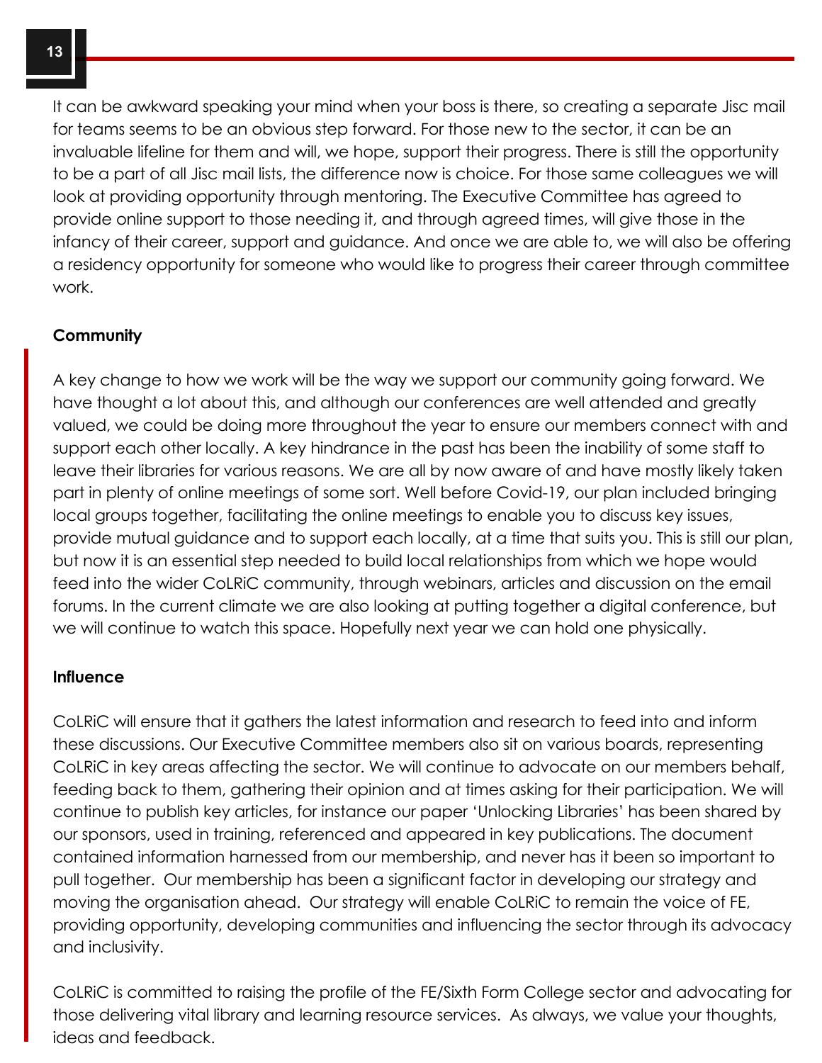It can be awkward speaking your mind when your boss is there, so creating a separate Jisc mail for teams seems to be an obvious step forward. For those new to the sector, it can be an invaluable lifeline for them and will, we hope, support their progress. There is still the opportunity to be a part of all Jisc mail lists, the difference now is choice. For those same colleagues we will look at providing opportunity through mentoring. The Executive Committee has agreed to provide online support to those needing it, and through agreed times, will give those in the infancy of their career, support and guidance. And once we are able to, we will also be offering a residency opportunity for someone who would like to progress their career through committee work.

**Community**

A key change to how we work will be the way we support our community going forward. We have thought a lot about this, and although our conferences are well attended and greatly valued, we could be doing more throughout the year to ensure our members connect with and support each other locally. A key hindrance in the past has been the inability of some staff to leave their libraries for various reasons. We are all by now aware of and have mostly likely taken part in plenty of online meetings of some sort. Well before Covid-19, our plan included bringing local groups together, facilitating the online meetings to enable you to discuss key issues, provide mutual guidance and to support each locally, at a time that suits you. This is still our plan, but now it is an essential step needed to build local relationships from which we hope would feed into the wider CoLRiC community, through webinars, articles and discussion on the email forums. In the current climate we are also looking at putting together a digital conference, but we will continue to watch this space. Hopefully next year we can hold one physically.

**Influence**

CoLRiC will ensure that it gathers the latest information and research to feed into and inform these discussions. Our Executive Committee members also sit on various boards, representing CoLRiC in key areas affecting the sector. We will continue to advocate on our members behalf, feeding back to them, gathering their opinion and at times asking for their participation. We will continue to publish key articles, for instance our paper 'Unlocking Libraries' has been shared by our sponsors, used in training, referenced and appeared in key publications. The document contained information harnessed from our membership, and never has it been so important to pull together. Our membership has been a significant factor in developing our strategy and moving the organisation ahead. Our strategy will enable CoLRiC to remain the voice of FE, providing opportunity, developing communities and influencing the sector through its advocacy and inclusivity.

CoLRiC is committed to raising the profile of the FE/Sixth Form College sector and advocating for those delivering vital library and learning resource services. As always, we value your thoughts, ideas and feedback.